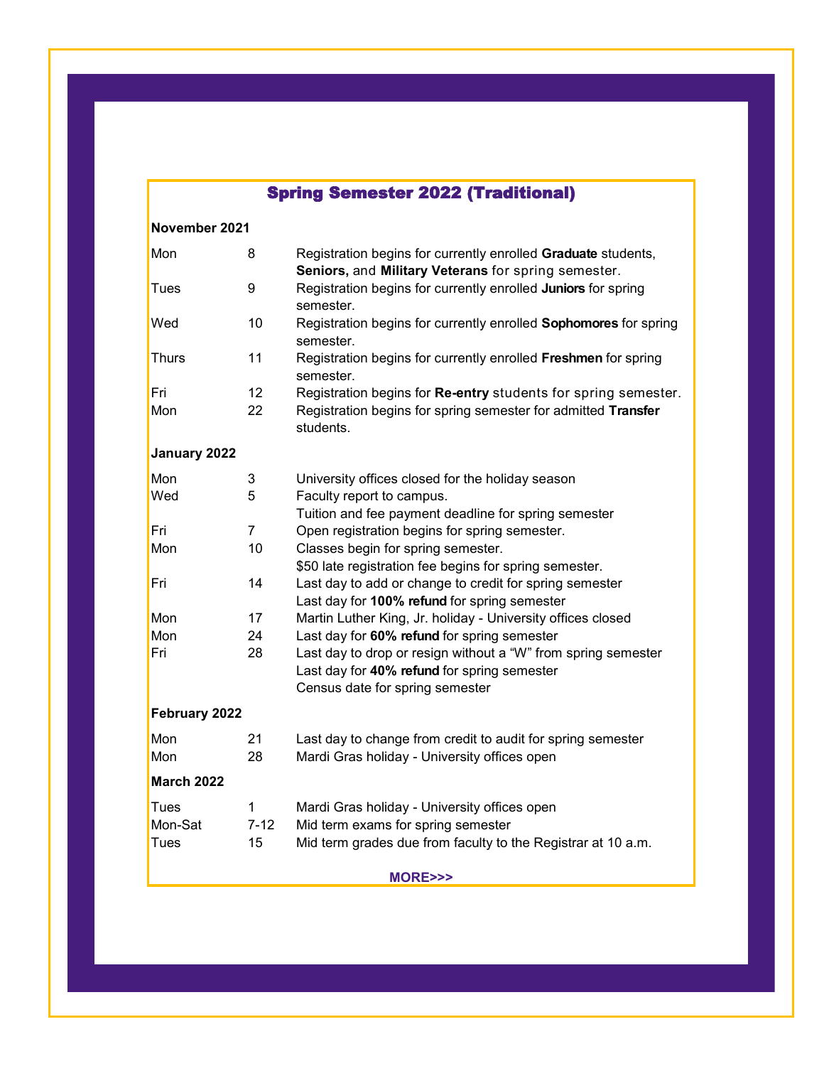# Spring Semester 2022 (Traditional)

### November 2021

| | | |
|---|---|---|
| Mon | 8 | Registration begins for currently enrolled **Graduate** students, **Seniors,** and **Military Veterans** for spring semester. |
| Tues | 9 | Registration begins for currently enrolled **Juniors** for spring semester. |
| Wed | 10 | Registration begins for currently enrolled **Sophomores** for spring semester. |
| Thurs | 11 | Registration begins for currently enrolled **Freshmen** for spring semester. |
| Fri | 12 | Registration begins for **Re-entry** students for spring semester. |
| Mon | 22 | Registration begins for spring semester for admitted **Transfer** students. |

### January 2022

| | | |
|---|---|---|
| Mon | 3 | University offices closed for the holiday season |
| Wed | 5 | Faculty report to campus. |
| | | Tuition and fee payment deadline for spring semester |
| Fri | 7 | Open registration begins for spring semester. |
| Mon | 10 | Classes begin for spring semester. |
| | | $50 late registration fee begins for spring semester. |
| Fri | 14 | Last day to add or change to credit for spring semester |
| | | Last day for **100% refund** for spring semester |
| Mon | 17 | Martin Luther King, Jr. holiday - University offices closed |
| Mon | 24 | Last day for **60% refund** for spring semester |
| Fri | 28 | Last day to drop or resign without a “W” from spring semester |
| | | Last day for **40% refund** for spring semester |
| | | Census date for spring semester |

### February 2022

| | | |
|---|---|---|
| Mon | 21 | Last day to change from credit to audit for spring semester |
| Mon | 28 | Mardi Gras holiday - University offices open |

### March 2022

| | | |
|---|---|---|
| Tues | 1 | Mardi Gras holiday - University offices open |
| Mon-Sat | 7-12 | Mid term exams for spring semester |
| Tues | 15 | Mid term grades due from faculty to the Registrar at 10 a.m. |

**MORE>>>**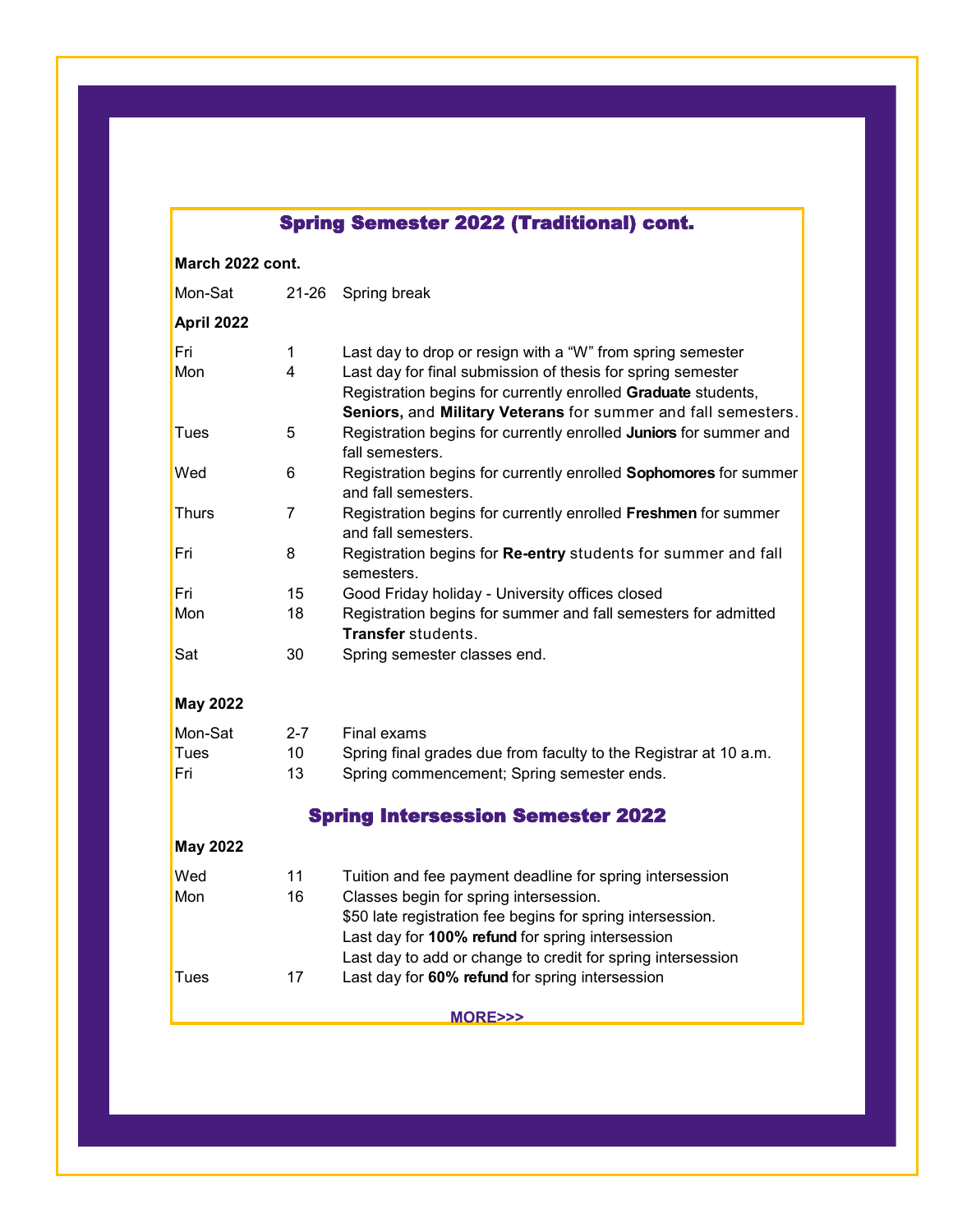## Spring Semester 2022 (Traditional) cont.

**March 2022 cont.**

| | | |
|---|---|---|
| Mon-Sat | 21-26 | Spring break |

**April 2022**

| | | |
|---|---|---|
| Fri | 1 | Last day to drop or resign with a "W" from spring semester |
| Mon | 4 | Last day for final submission of thesis for spring semester<br>Registration begins for currently enrolled **Graduate** students, **Seniors,** and **Military Veterans** for summer and fall semesters. |
| Tues | 5 | Registration begins for currently enrolled **Juniors** for summer and fall semesters. |
| Wed | 6 | Registration begins for currently enrolled **Sophomores** for summer and fall semesters. |
| Thurs | 7 | Registration begins for currently enrolled **Freshmen** for summer and fall semesters. |
| Fri | 8 | Registration begins for **Re-entry** students for summer and fall semesters. |
| Fri | 15 | Good Friday holiday - University offices closed |
| Mon | 18 | Registration begins for summer and fall semesters for admitted **Transfer** students. |
| Sat | 30 | Spring semester classes end. |

**May 2022**

| | | |
|---|---|---|
| Mon-Sat | 2-7 | Final exams |
| Tues | 10 | Spring final grades due from faculty to the Registrar at 10 a.m. |
| Fri | 13 | Spring commencement; Spring semester ends. |

## Spring Intersession Semester 2022

**May 2022**

| | | |
|---|---|---|
| Wed | 11 | Tuition and fee payment deadline for spring intersession |
| Mon | 16 | Classes begin for spring intersession.<br>$50 late registration fee begins for spring intersession.<br>Last day for **100% refund** for spring intersession<br>Last day to add or change to credit for spring intersession |
| Tues | 17 | Last day for **60% refund** for spring intersession |

**MORE>>>**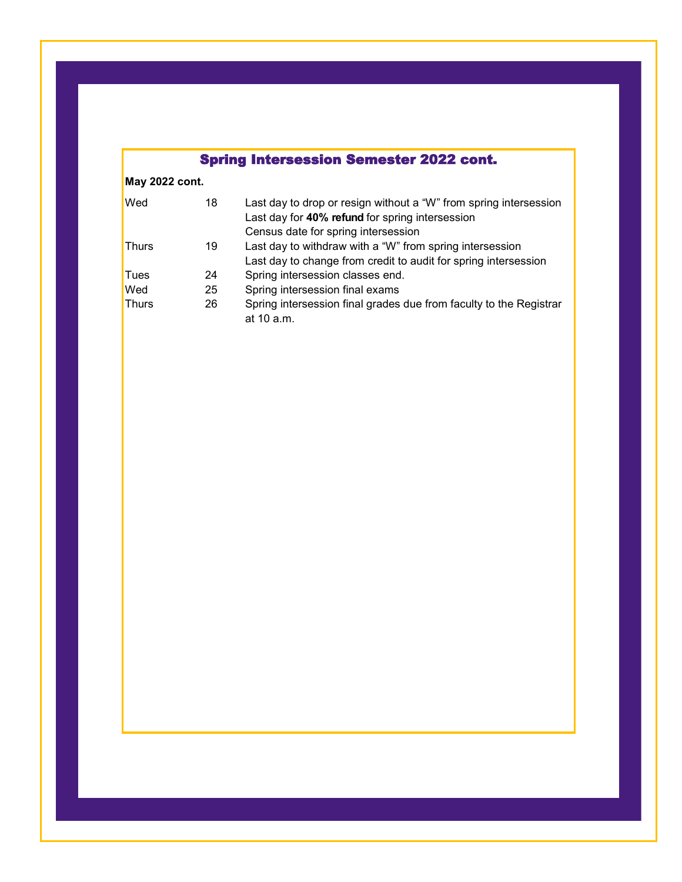## Spring Intersession Semester 2022 cont.

**May 2022 cont.**

| | | |
|---|---|---|
| Wed | 18 | Last day to drop or resign without a “W” from spring intersession<br>Last day for **40% refund** for spring intersession<br>Census date for spring intersession |
| Thurs | 19 | Last day to withdraw with a “W” from spring intersession<br>Last day to change from credit to audit for spring intersession |
| Tues | 24 | Spring intersession classes end. |
| Wed | 25 | Spring intersession final exams |
| Thurs | 26 | Spring intersession final grades due from faculty to the Registrar at 10 a.m. |